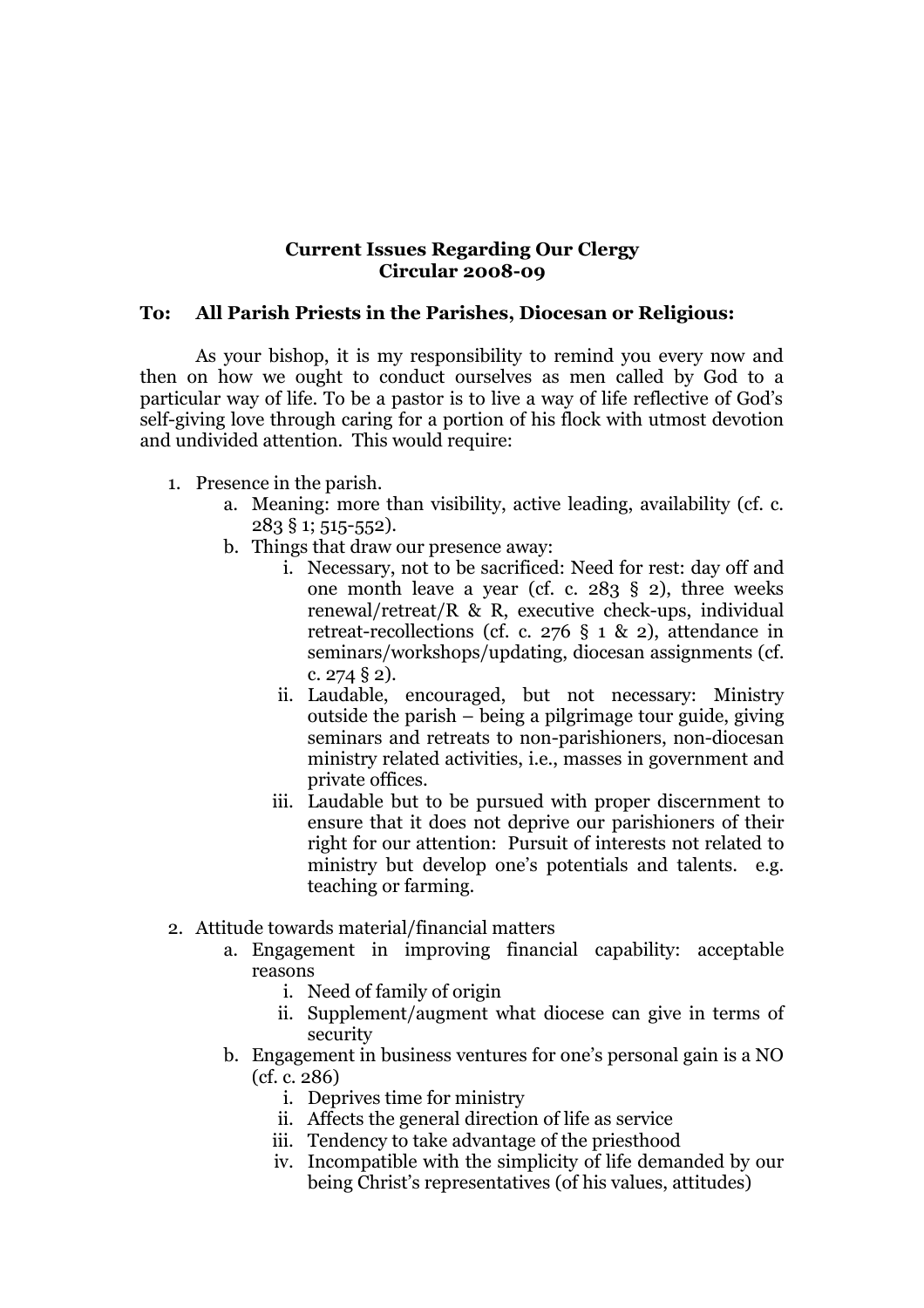**Current Issues Regarding Our Clergy**
**Circular 2008-09**

**To: All Parish Priests in the Parishes, Diocesan or Religious:**

As your bishop, it is my responsibility to remind you every now and then on how we ought to conduct ourselves as men called by God to a particular way of life. To be a pastor is to live a way of life reflective of God's self-giving love through caring for a portion of his flock with utmost devotion and undivided attention. This would require:

1. Presence in the parish.
    a. Meaning: more than visibility, active leading, availability (cf. c. 283 § 1; 515-552).
    b. Things that draw our presence away:
        i. Necessary, not to be sacrificed: Need for rest: day off and one month leave a year (cf. c. 283 § 2), three weeks renewal/retreat/R & R, executive check-ups, individual retreat-recollections (cf. c. 276 § 1 & 2), attendance in seminars/workshops/updating, diocesan assignments (cf. c. 274 § 2).
        ii. Laudable, encouraged, but not necessary: Ministry outside the parish – being a pilgrimage tour guide, giving seminars and retreats to non-parishioners, non-diocesan ministry related activities, i.e., masses in government and private offices.
        iii. Laudable but to be pursued with proper discernment to ensure that it does not deprive our parishioners of their right for our attention: Pursuit of interests not related to ministry but develop one's potentials and talents. e.g. teaching or farming.

2. Attitude towards material/financial matters
    a. Engagement in improving financial capability: acceptable reasons
        i. Need of family of origin
        ii. Supplement/augment what diocese can give in terms of security
    b. Engagement in business ventures for one's personal gain is a NO (cf. c. 286)
        i. Deprives time for ministry
        ii. Affects the general direction of life as service
        iii. Tendency to take advantage of the priesthood
        iv. Incompatible with the simplicity of life demanded by our being Christ's representatives (of his values, attitudes)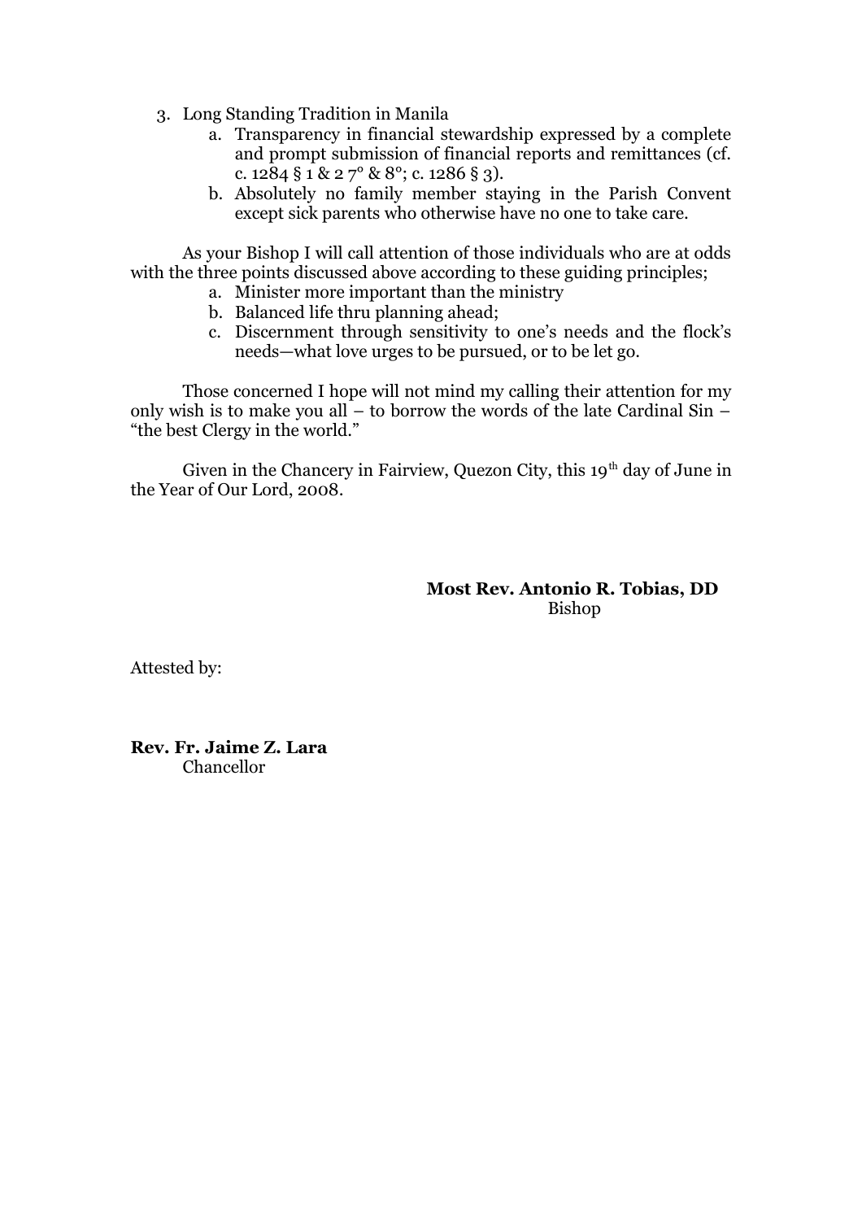3. Long Standing Tradition in Manila
   a. Transparency in financial stewardship expressed by a complete and prompt submission of financial reports and remittances (cf. c. 1284 § 1 & 2 7° & 8°; c. 1286 § 3).
   b. Absolutely no family member staying in the Parish Convent except sick parents who otherwise have no one to take care.

As your Bishop I will call attention of those individuals who are at odds with the three points discussed above according to these guiding principles;

   a. Minister more important than the ministry
   b. Balanced life thru planning ahead;
   c. Discernment through sensitivity to one's needs and the flock's needs—what love urges to be pursued, or to be let go.

Those concerned I hope will not mind my calling their attention for my only wish is to make you all – to borrow the words of the late Cardinal Sin – "the best Clergy in the world."

Given in the Chancery in Fairview, Quezon City, this 19th day of June in the Year of Our Lord, 2008.

**Most Rev. Antonio R. Tobias, DD**
Bishop

Attested by:

**Rev. Fr. Jaime Z. Lara**
Chancellor